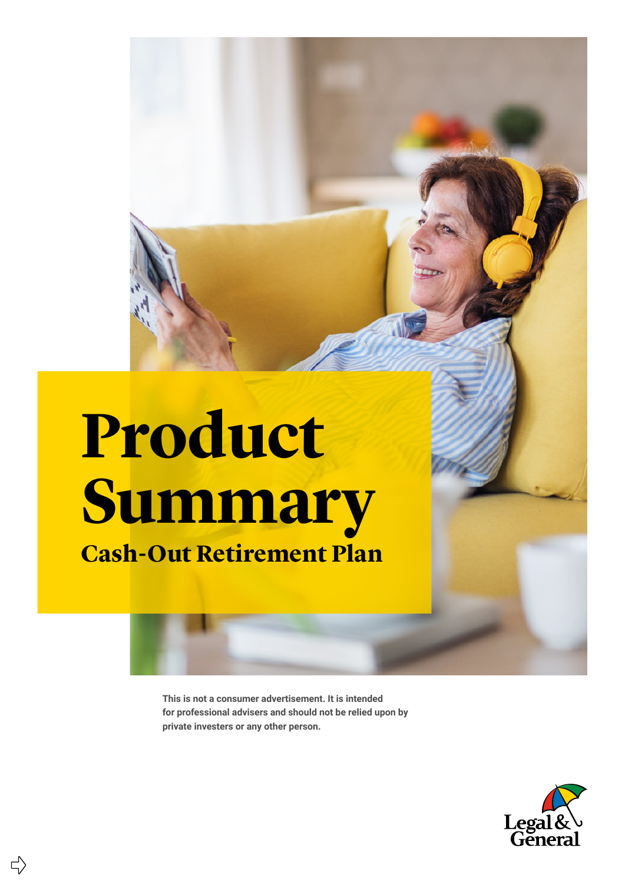# Product Summary

## Cash-Out Retirement Plan

**This is not a consumer advertisement. It is intended for professional advisers and should not be relied upon by private investers or any other person.**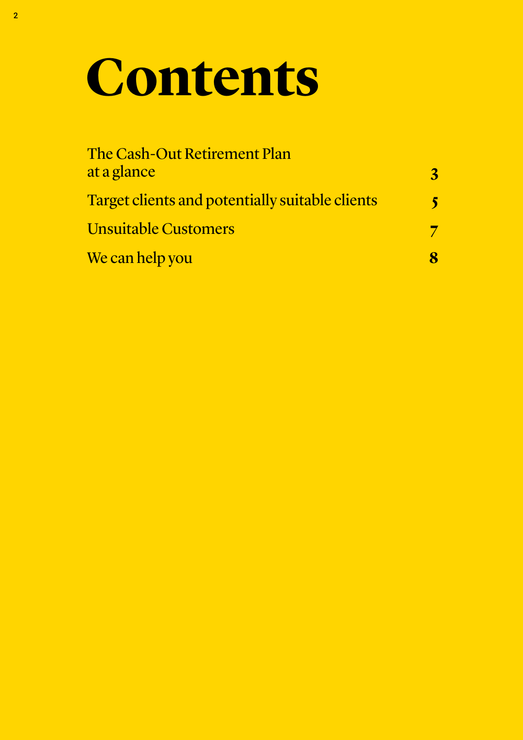# Contents

| | |
|---|---|
| The Cash-Out Retirement Plan at a glance | 3 |
| Target clients and potentially suitable clients | 5 |
| Unsuitable Customers | 7 |
| We can help you | 8 |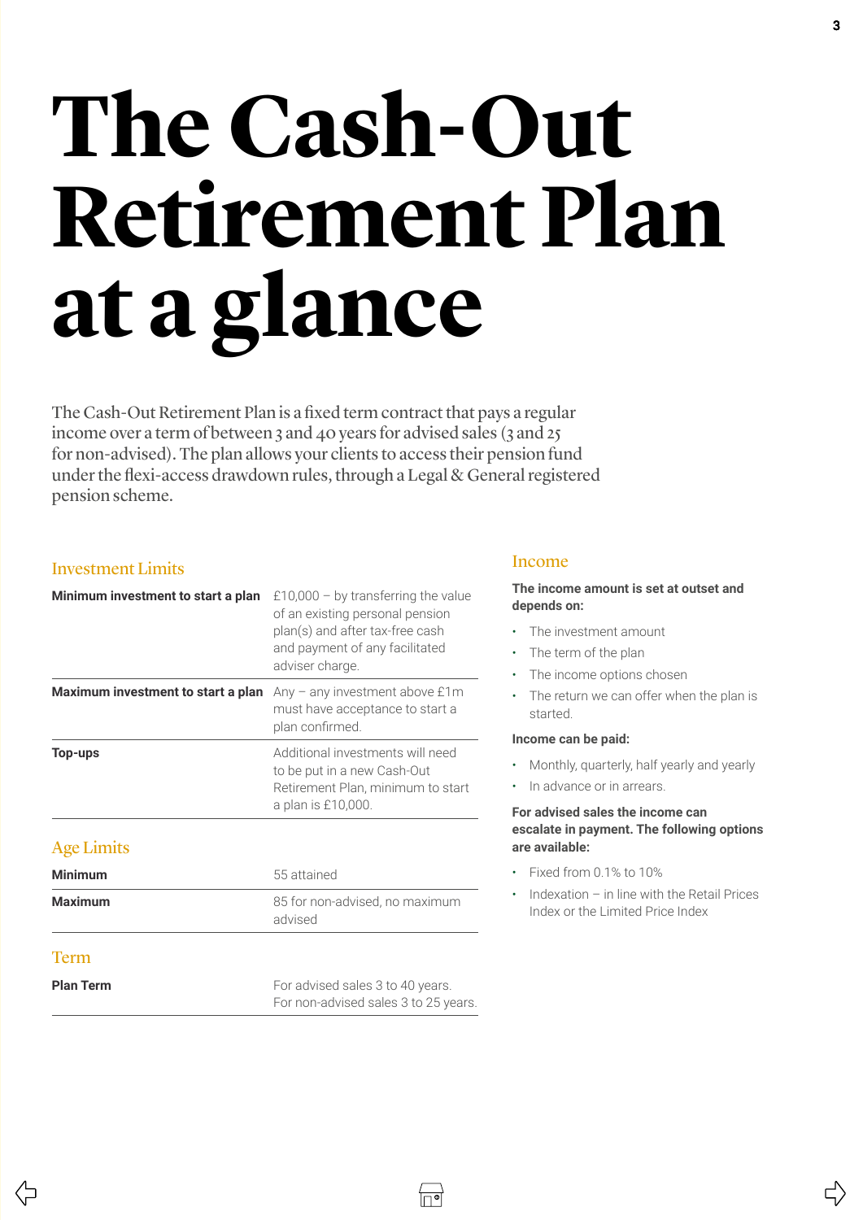# The Cash-Out Retirement Plan at a glance

The Cash-Out Retirement Plan is a fixed term contract that pays a regular income over a term of between 3 and 40 years for advised sales (3 and 25 for non-advised). The plan allows your clients to access their pension fund under the flexi-access drawdown rules, through a Legal & General registered pension scheme.

## Investment Limits

| | |
|---|---|
| **Minimum investment to start a plan** | £10,000 – by transferring the value of an existing personal pension plan(s) and after tax-free cash and payment of any facilitated adviser charge. |
| **Maximum investment to start a plan** | Any – any investment above £1m must have acceptance to start a plan confirmed. |
| **Top-ups** | Additional investments will need to be put in a new Cash-Out Retirement Plan, minimum to start a plan is £10,000. |

## Age Limits

| | |
|---|---|
| **Minimum** | 55 attained |
| **Maximum** | 85 for non-advised, no maximum advised |

## Term

| | |
|---|---|
| **Plan Term** | For advised sales 3 to 40 years. For non-advised sales 3 to 25 years. |

## Income

**The income amount is set at outset and depends on:**

- The investment amount
- The term of the plan
- The income options chosen
- The return we can offer when the plan is started.

**Income can be paid:**

- Monthly, quarterly, half yearly and yearly
- In advance or in arrears.

**For advised sales the income can escalate in payment. The following options are available:**

- Fixed from 0.1% to 10%
- Indexation – in line with the Retail Prices Index or the Limited Price Index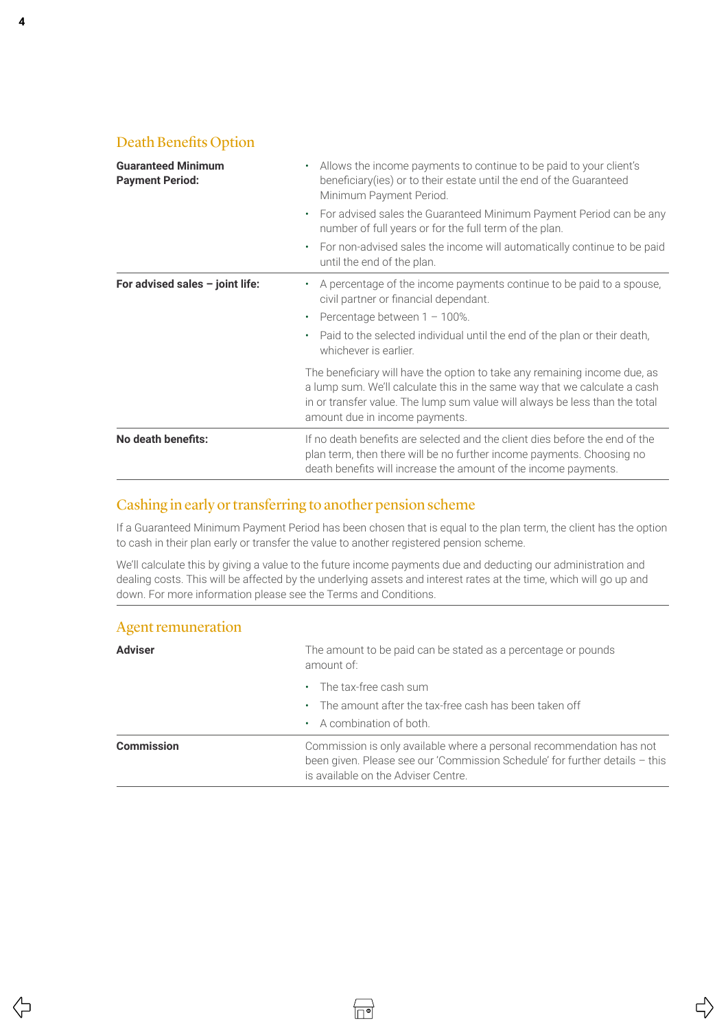## Death Benefits Option

| | |
|---|---|
| **Guaranteed Minimum Payment Period:** | • Allows the income payments to continue to be paid to your client's beneficiary(ies) or to their estate until the end of the Guaranteed Minimum Payment Period.<br>• For advised sales the Guaranteed Minimum Payment Period can be any number of full years or for the full term of the plan.<br>• For non-advised sales the income will automatically continue to be paid until the end of the plan. |
| **For advised sales – joint life:** | • A percentage of the income payments continue to be paid to a spouse, civil partner or financial dependant.<br>• Percentage between 1 – 100%.<br>• Paid to the selected individual until the end of the plan or their death, whichever is earlier.<br><br>The beneficiary will have the option to take any remaining income due, as a lump sum. We'll calculate this in the same way that we calculate a cash in or transfer value. The lump sum value will always be less than the total amount due in income payments. |
| **No death benefits:** | If no death benefits are selected and the client dies before the end of the plan term, then there will be no further income payments. Choosing no death benefits will increase the amount of the income payments. |

## Cashing in early or transferring to another pension scheme

If a Guaranteed Minimum Payment Period has been chosen that is equal to the plan term, the client has the option to cash in their plan early or transfer the value to another registered pension scheme.

We'll calculate this by giving a value to the future income payments due and deducting our administration and dealing costs. This will be affected by the underlying assets and interest rates at the time, which will go up and down. For more information please see the Terms and Conditions.

## Agent remuneration

| | |
|---|---|
| **Adviser** | The amount to be paid can be stated as a percentage or pounds amount of:<br>• The tax-free cash sum<br>• The amount after the tax-free cash has been taken off<br>• A combination of both. |
| **Commission** | Commission is only available where a personal recommendation has not been given. Please see our 'Commission Schedule' for further details – this is available on the Adviser Centre. |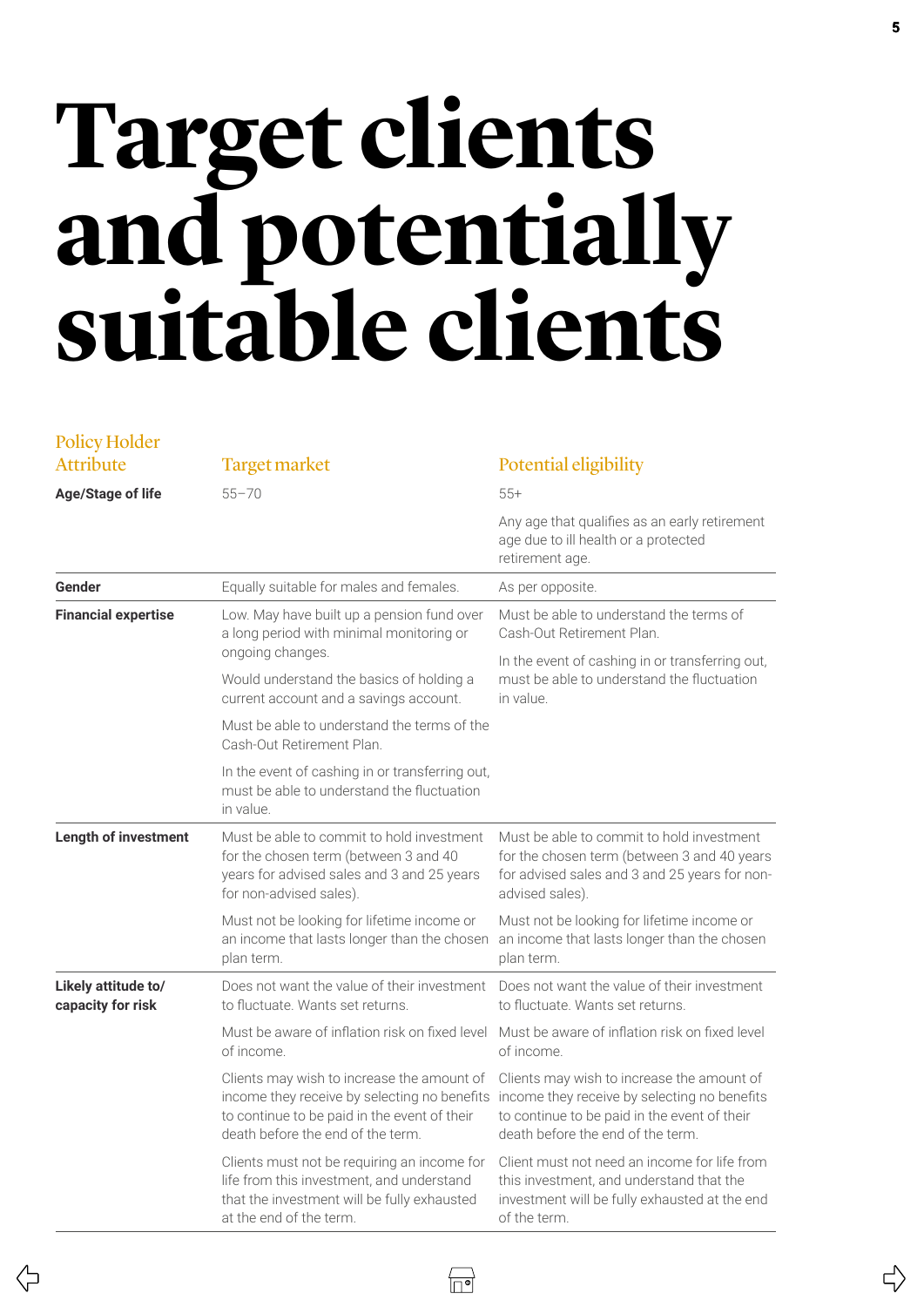# Target clients and potentially suitable clients

| Policy Holder Attribute | Target market | Potential eligibility |
|---|---|---|
| **Age/Stage of life** | 55–70 | 55+<br><br>Any age that qualifies as an early retirement age due to ill health or a protected retirement age. |
| **Gender** | Equally suitable for males and females. | As per opposite. |
| **Financial expertise** | Low. May have built up a pension fund over a long period with minimal monitoring or ongoing changes.<br><br>Would understand the basics of holding a current account and a savings account.<br><br>Must be able to understand the terms of the Cash-Out Retirement Plan.<br><br>In the event of cashing in or transferring out, must be able to understand the fluctuation in value. | Must be able to understand the terms of Cash-Out Retirement Plan.<br><br>In the event of cashing in or transferring out, must be able to understand the fluctuation in value. |
| **Length of investment** | Must be able to commit to hold investment for the chosen term (between 3 and 40 years for advised sales and 3 and 25 years for non-advised sales).<br><br>Must not be looking for lifetime income or an income that lasts longer than the chosen plan term. | Must be able to commit to hold investment for the chosen term (between 3 and 40 years for advised sales and 3 and 25 years for non-advised sales).<br><br>Must not be looking for lifetime income or an income that lasts longer than the chosen plan term. |
| **Likely attitude to/ capacity for risk** | Does not want the value of their investment to fluctuate. Wants set returns.<br><br>Must be aware of inflation risk on fixed level of income.<br><br>Clients may wish to increase the amount of income they receive by selecting no benefits to continue to be paid in the event of their death before the end of the term.<br><br>Clients must not be requiring an income for life from this investment, and understand that the investment will be fully exhausted at the end of the term. | Does not want the value of their investment to fluctuate. Wants set returns.<br><br>Must be aware of inflation risk on fixed level of income.<br><br>Clients may wish to increase the amount of income they receive by selecting no benefits to continue to be paid in the event of their death before the end of the term.<br><br>Client must not need an income for life from this investment, and understand that the investment will be fully exhausted at the end of the term. |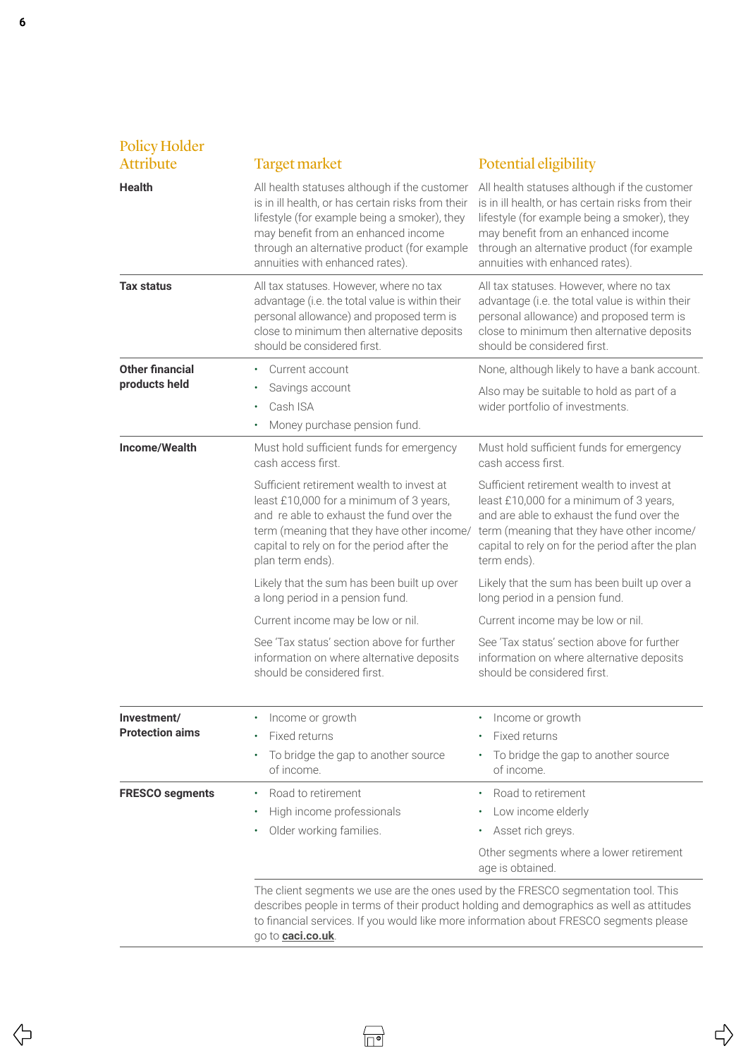| Policy Holder Attribute | Target market | Potential eligibility |
|---|---|---|
| **Health** | All health statuses although if the customer is in ill health, or has certain risks from their lifestyle (for example being a smoker), they may benefit from an enhanced income through an alternative product (for example annuities with enhanced rates). | All health statuses although if the customer is in ill health, or has certain risks from their lifestyle (for example being a smoker), they may benefit from an enhanced income through an alternative product (for example annuities with enhanced rates). |
| **Tax status** | All tax statuses. However, where no tax advantage (i.e. the total value is within their personal allowance) and proposed term is close to minimum then alternative deposits should be considered first. | All tax statuses. However, where no tax advantage (i.e. the total value is within their personal allowance) and proposed term is close to minimum then alternative deposits should be considered first. |
| **Other financial products held** | • Current account<br>• Savings account<br>• Cash ISA<br>• Money purchase pension fund. | None, although likely to have a bank account.<br><br>Also may be suitable to hold as part of a wider portfolio of investments. |
| **Income/Wealth** | Must hold sufficient funds for emergency cash access first.<br><br>Sufficient retirement wealth to invest at least £10,000 for a minimum of 3 years, and re able to exhaust the fund over the term (meaning that they have other income/ capital to rely on for the period after the plan term ends).<br><br>Likely that the sum has been built up over a long period in a pension fund.<br><br>Current income may be low or nil.<br><br>See 'Tax status' section above for further information on where alternative deposits should be considered first. | Must hold sufficient funds for emergency cash access first.<br><br>Sufficient retirement wealth to invest at least £10,000 for a minimum of 3 years, and are able to exhaust the fund over the term (meaning that they have other income/ capital to rely on for the period after the plan term ends).<br><br>Likely that the sum has been built up over a long period in a pension fund.<br><br>Current income may be low or nil.<br><br>See 'Tax status' section above for further information on where alternative deposits should be considered first. |
| **Investment/ Protection aims** | • Income or growth<br>• Fixed returns<br>• To bridge the gap to another source of income. | • Income or growth<br>• Fixed returns<br>• To bridge the gap to another source of income. |
| **FRESCO segments** | • Road to retirement<br>• High income professionals<br>• Older working families. | • Road to retirement<br>• Low income elderly<br>• Asset rich greys.<br><br>Other segments where a lower retirement age is obtained. |

The client segments we use are the ones used by the FRESCO segmentation tool. This describes people in terms of their product holding and demographics as well as attitudes to financial services. If you would like more information about FRESCO segments please go to **caci.co.uk**.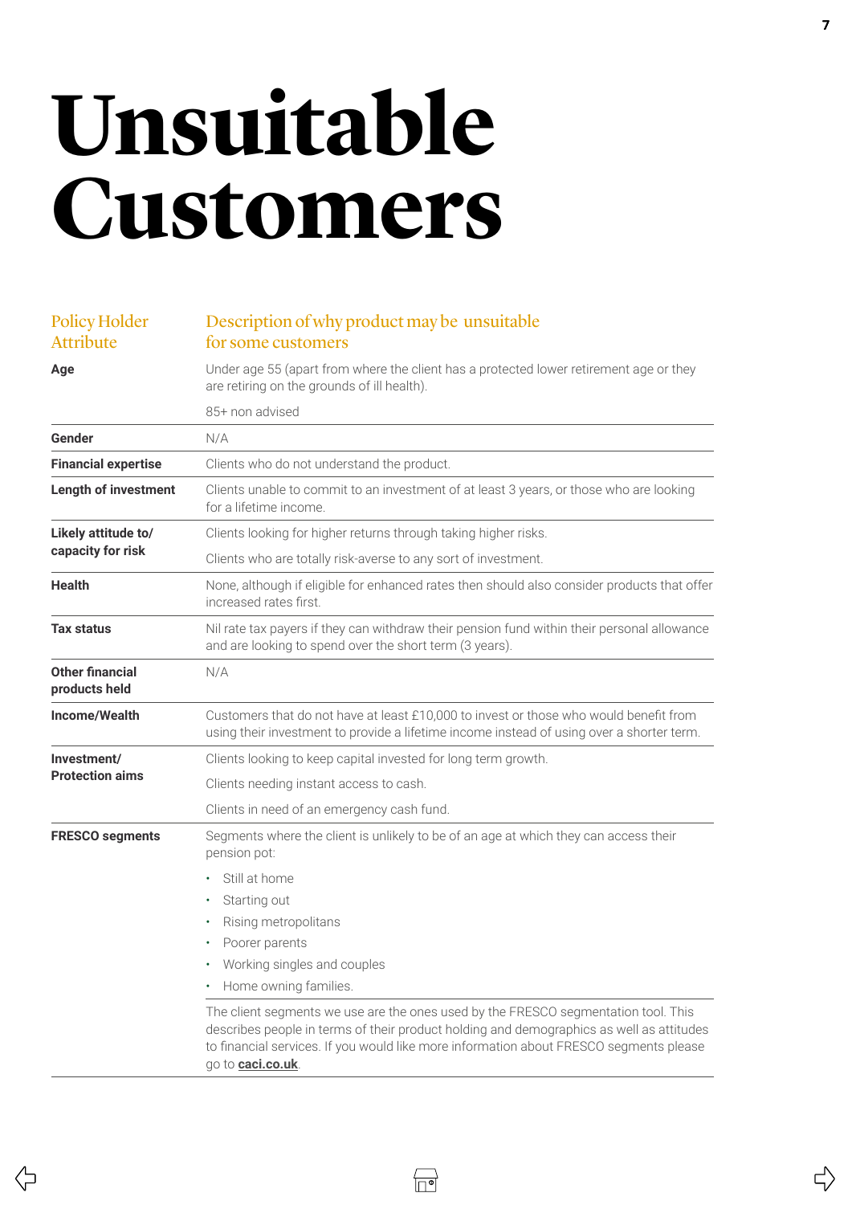# Unsuitable Customers

| Policy Holder Attribute | Description of why product may be unsuitable for some customers |
| --- | --- |
| **Age** | Under age 55 (apart from where the client has a protected lower retirement age or they are retiring on the grounds of ill health).<br><br>85+ non advised |
| **Gender** | N/A |
| **Financial expertise** | Clients who do not understand the product. |
| **Length of investment** | Clients unable to commit to an investment of at least 3 years, or those who are looking for a lifetime income. |
| **Likely attitude to/ capacity for risk** | Clients looking for higher returns through taking higher risks.<br><br>Clients who are totally risk-averse to any sort of investment. |
| **Health** | None, although if eligible for enhanced rates then should also consider products that offer increased rates first. |
| **Tax status** | Nil rate tax payers if they can withdraw their pension fund within their personal allowance and are looking to spend over the short term (3 years). |
| **Other financial products held** | N/A |
| **Income/Wealth** | Customers that do not have at least £10,000 to invest or those who would benefit from using their investment to provide a lifetime income instead of using over a shorter term. |
| **Investment/ Protection aims** | Clients looking to keep capital invested for long term growth.<br><br>Clients needing instant access to cash.<br><br>Clients in need of an emergency cash fund. |
| **FRESCO segments** | Segments where the client is unlikely to be of an age at which they can access their pension pot:<br>• Still at home<br>• Starting out<br>• Rising metropolitans<br>• Poorer parents<br>• Working singles and couples<br>• Home owning families. |
| | The client segments we use are the ones used by the FRESCO segmentation tool. This describes people in terms of their product holding and demographics as well as attitudes to financial services. If you would like more information about FRESCO segments please go to **caci.co.uk**. |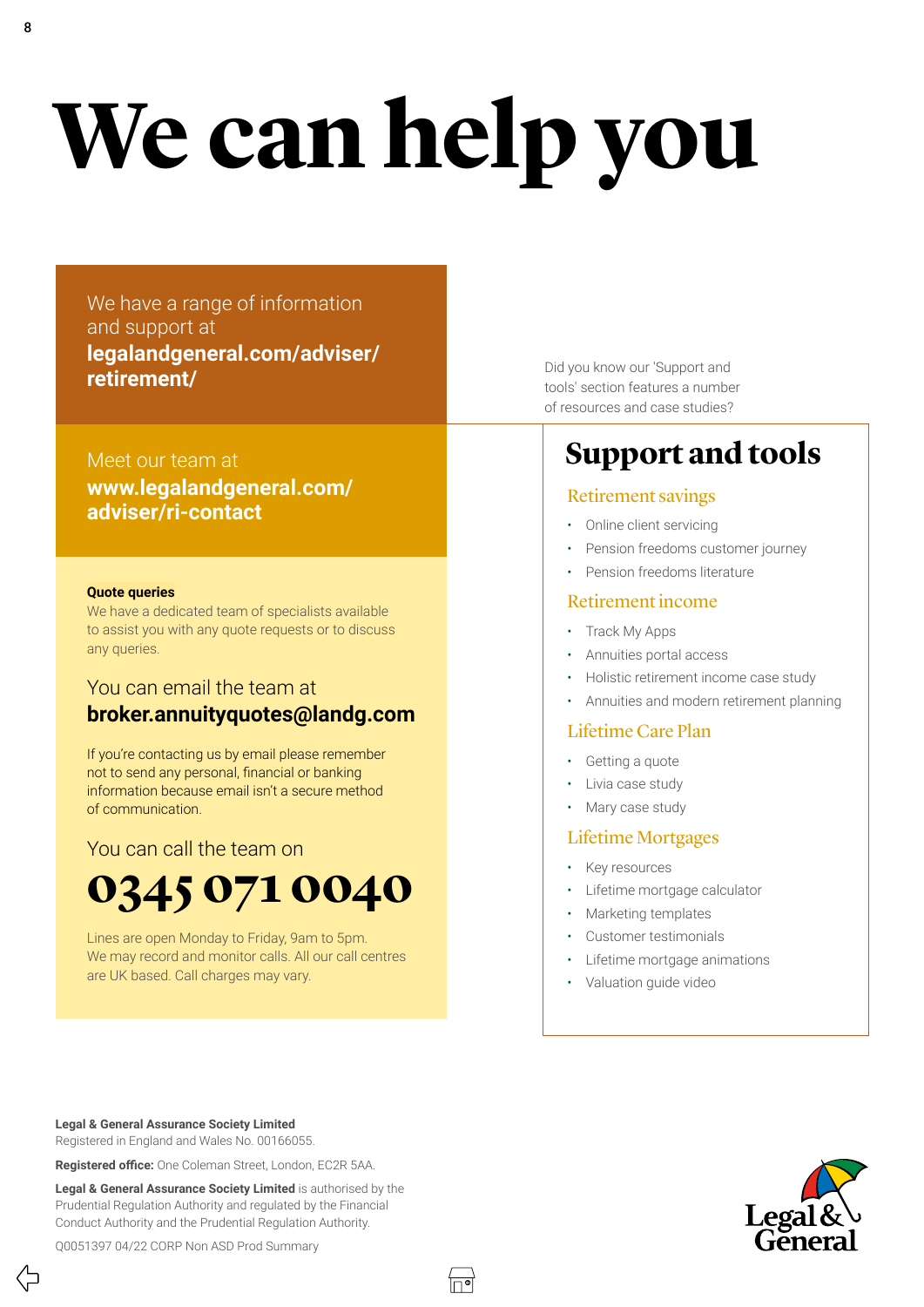# We can help you

We have a range of information and support at **legalandgeneral.com/adviser/retirement/**

Meet our team at **www.legalandgeneral.com/adviser/ri-contact**

**Quote queries**

We have a dedicated team of specialists available to assist you with any quote requests or to discuss any queries.

You can email the team at **broker.annuityquotes@landg.com**

If you're contacting us by email please remember not to send any personal, financial or banking information because email isn't a secure method of communication.

You can call the team on

**0345 071 0040**

Lines are open Monday to Friday, 9am to 5pm. We may record and monitor calls. All our call centres are UK based. Call charges may vary.

Did you know our 'Support and tools' section features a number of resources and case studies?

## Support and tools

### Retirement savings

- Online client servicing
- Pension freedoms customer journey
- Pension freedoms literature

### Retirement income

- Track My Apps
- Annuities portal access
- Holistic retirement income case study
- Annuities and modern retirement planning

### Lifetime Care Plan

- Getting a quote
- Livia case study
- Mary case study

### Lifetime Mortgages

- Key resources
- Lifetime mortgage calculator
- Marketing templates
- Customer testimonials
- Lifetime mortgage animations
- Valuation guide video

**Legal & General Assurance Society Limited**
Registered in England and Wales No. 00166055.

**Registered office:** One Coleman Street, London, EC2R 5AA.

**Legal & General Assurance Society Limited** is authorised by the Prudential Regulation Authority and regulated by the Financial Conduct Authority and the Prudential Regulation Authority.

Q0051397 04/22 CORP Non ASD Prod Summary